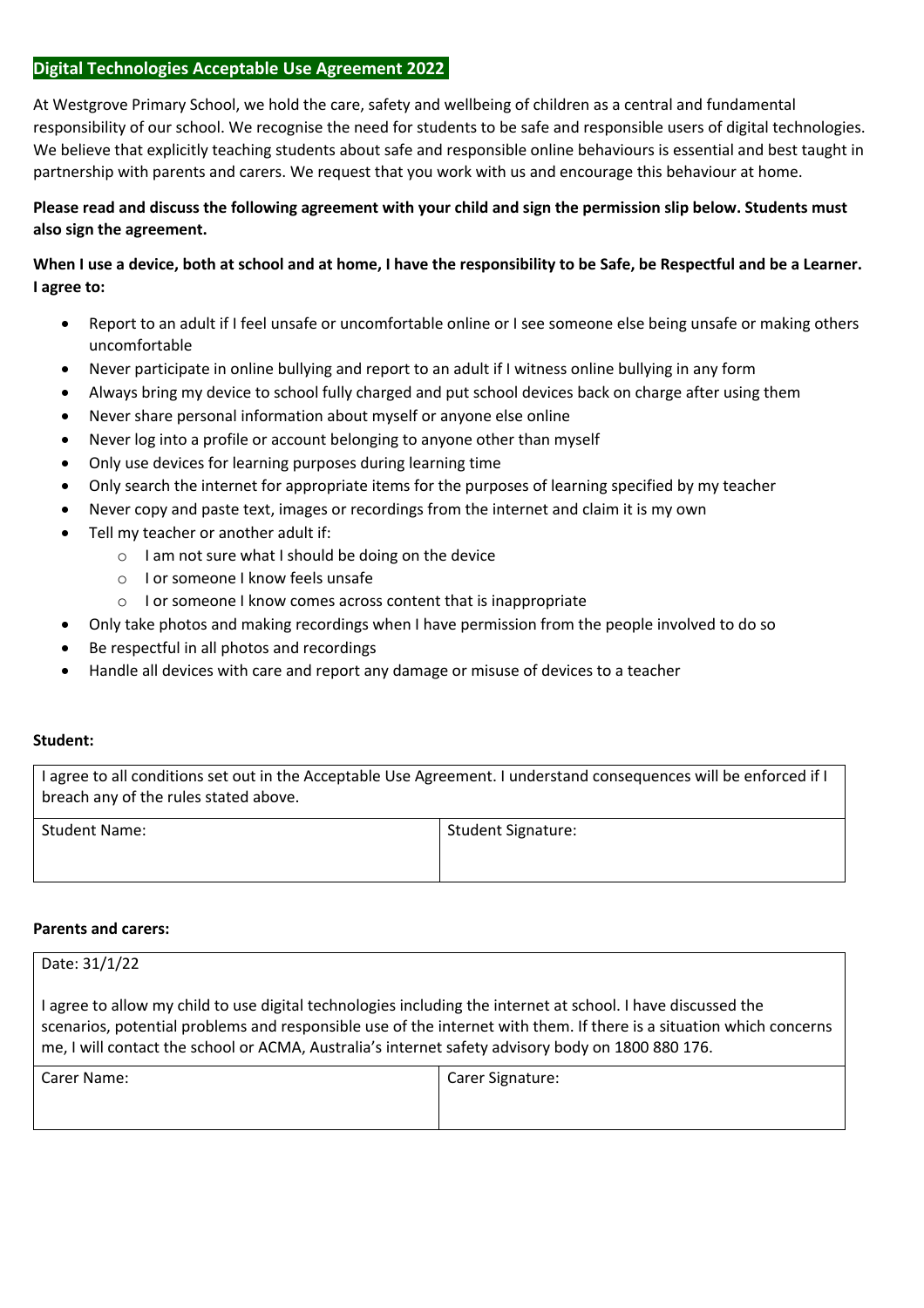## Digital Technologies Acceptable Use Agreement 2022

At Westgrove Primary School, we hold the care, safety and wellbeing of children as a central and fundamental responsibility of our school. We recognise the need for students to be safe and responsible users of digital technologies. We believe that explicitly teaching students about safe and responsible online behaviours is essential and best taught in partnership with parents and carers. We request that you work with us and encourage this behaviour at home.

**Please read and discuss the following agreement with your child and sign the permission slip below. Students must also sign the agreement.**

**When I use a device, both at school and at home, I have the responsibility to be Safe, be Respectful and be a Learner. I agree to:**

- Report to an adult if I feel unsafe or uncomfortable online or I see someone else being unsafe or making others uncomfortable
- Never participate in online bullying and report to an adult if I witness online bullying in any form
- Always bring my device to school fully charged and put school devices back on charge after using them
- Never share personal information about myself or anyone else online
- Never log into a profile or account belonging to anyone other than myself
- Only use devices for learning purposes during learning time
- Only search the internet for appropriate items for the purposes of learning specified by my teacher
- Never copy and paste text, images or recordings from the internet and claim it is my own
- Tell my teacher or another adult if:
  - I am not sure what I should be doing on the device
  - I or someone I know feels unsafe
  - I or someone I know comes across content that is inappropriate
- Only take photos and making recordings when I have permission from the people involved to do so
- Be respectful in all photos and recordings
- Handle all devices with care and report any damage or misuse of devices to a teacher

**Student:**

| I agree to all conditions set out in the Acceptable Use Agreement. I understand consequences will be enforced if I breach any of the rules stated above. | |
|---|---|
| Student Name: | Student Signature: |

**Parents and carers:**

| Date: 31/1/22<br><br>I agree to allow my child to use digital technologies including the internet at school. I have discussed the scenarios, potential problems and responsible use of the internet with them. If there is a situation which concerns me, I will contact the school or ACMA, Australia's internet safety advisory body on 1800 880 176. | |
|---|---|
| Carer Name: | Carer Signature: |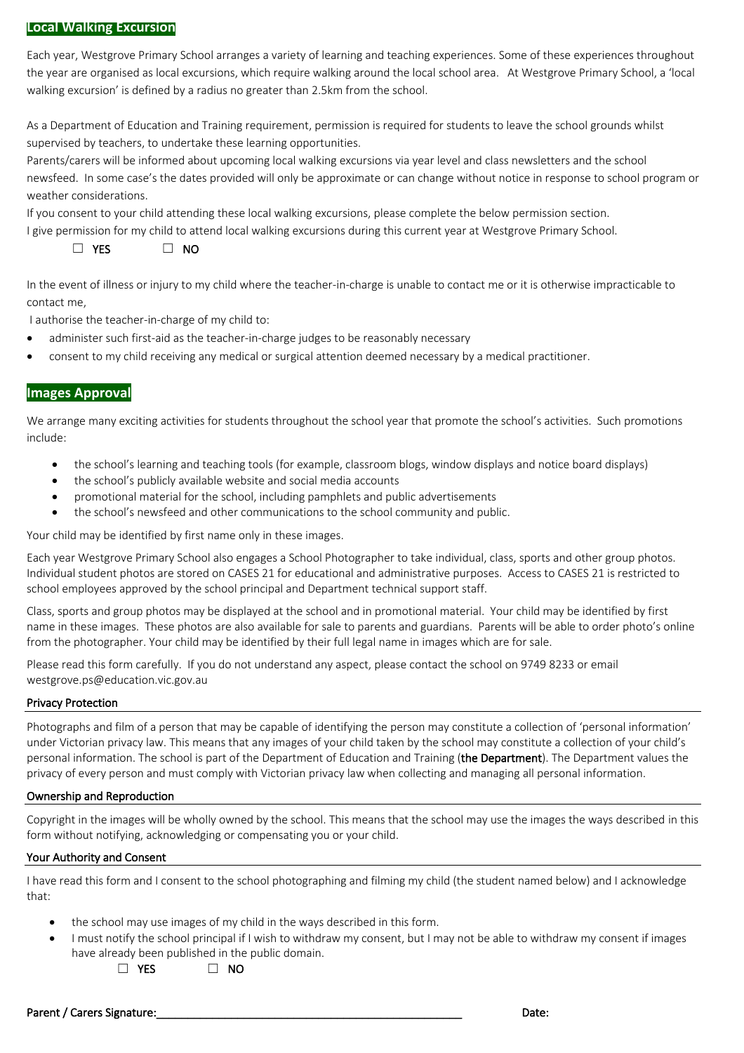## Local Walking Excursion

Each year, Westgrove Primary School arranges a variety of learning and teaching experiences. Some of these experiences throughout the year are organised as local excursions, which require walking around the local school area. At Westgrove Primary School, a 'local walking excursion' is defined by a radius no greater than 2.5km from the school.

As a Department of Education and Training requirement, permission is required for students to leave the school grounds whilst supervised by teachers, to undertake these learning opportunities.
Parents/carers will be informed about upcoming local walking excursions via year level and class newsletters and the school newsfeed. In some case's the dates provided will only be approximate or can change without notice in response to school program or weather considerations.
If you consent to your child attending these local walking excursions, please complete the below permission section.
I give permission for my child to attend local walking excursions during this current year at Westgrove Primary School.

☐ YES ☐ NO

In the event of illness or injury to my child where the teacher-in-charge is unable to contact me or it is otherwise impracticable to contact me,
I authorise the teacher-in-charge of my child to:

- administer such first-aid as the teacher-in-charge judges to be reasonably necessary
- consent to my child receiving any medical or surgical attention deemed necessary by a medical practitioner.

## Images Approval

We arrange many exciting activities for students throughout the school year that promote the school's activities. Such promotions include:

- the school's learning and teaching tools (for example, classroom blogs, window displays and notice board displays)
- the school's publicly available website and social media accounts
- promotional material for the school, including pamphlets and public advertisements
- the school's newsfeed and other communications to the school community and public.

Your child may be identified by first name only in these images.

Each year Westgrove Primary School also engages a School Photographer to take individual, class, sports and other group photos. Individual student photos are stored on CASES 21 for educational and administrative purposes. Access to CASES 21 is restricted to school employees approved by the school principal and Department technical support staff.

Class, sports and group photos may be displayed at the school and in promotional material. Your child may be identified by first name in these images. These photos are also available for sale to parents and guardians. Parents will be able to order photo's online from the photographer. Your child may be identified by their full legal name in images which are for sale.

Please read this form carefully. If you do not understand any aspect, please contact the school on 9749 8233 or email westgrove.ps@education.vic.gov.au

### Privacy Protection

Photographs and film of a person that may be capable of identifying the person may constitute a collection of 'personal information' under Victorian privacy law. This means that any images of your child taken by the school may constitute a collection of your child's personal information. The school is part of the Department of Education and Training (**the Department**). The Department values the privacy of every person and must comply with Victorian privacy law when collecting and managing all personal information.

### Ownership and Reproduction

Copyright in the images will be wholly owned by the school. This means that the school may use the images the ways described in this form without notifying, acknowledging or compensating you or your child.

### Your Authority and Consent

I have read this form and I consent to the school photographing and filming my child (the student named below) and I acknowledge that:

- the school may use images of my child in the ways described in this form.
- I must notify the school principal if I wish to withdraw my consent, but I may not be able to withdraw my consent if images have already been published in the public domain.

☐ YES ☐ NO

Parent / Carers Signature:______________________________ Date: